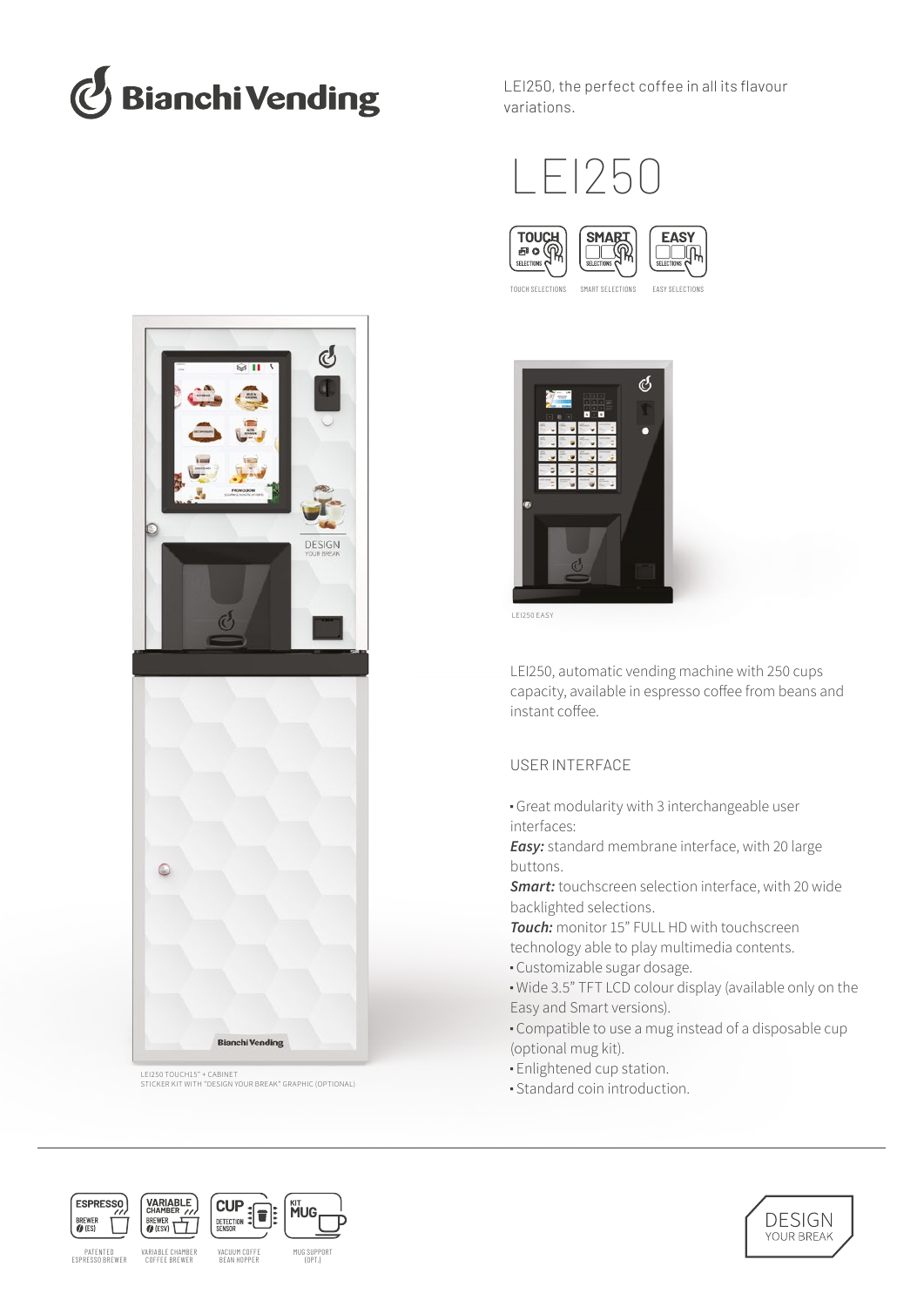Bianchi Vending

LEI250, the perfect coffee in all its flavour variations.

# LEI250

TOUCH SELECTIONS — SMART SELECTIONS — EASY SELECTIONS

LEI250 TOUCH15" + CABINET
STICKER KIT WITH "DESIGN YOUR BREAK" GRAPHIC (OPTIONAL)

LEI250 EASY

LEI250, automatic vending machine with 250 cups capacity, available in espresso coffee from beans and instant coffee.

## USER INTERFACE

- Great modularity with 3 interchangeable user interfaces:

***Easy:*** standard membrane interface, with 20 large buttons.
***Smart:*** touchscreen selection interface, with 20 wide backlighted selections.
***Touch:*** monitor 15" FULL HD with touchscreen technology able to play multimedia contents.

- Customizable sugar dosage.
- Wide 3.5" TFT LCD colour display (available only on the Easy and Smart versions).
- Compatible to use a mug instead of a disposable cup (optional mug kit).
- Enlightened cup station.
- Standard coin introduction.

PATENTED ESPRESSO BREWER — VARIABLE CHAMBER COFFEE BREWER — VACUUM COFFE BEAN HOPPER — MUG SUPPORT (OPT.)

DESIGN YOUR BREAK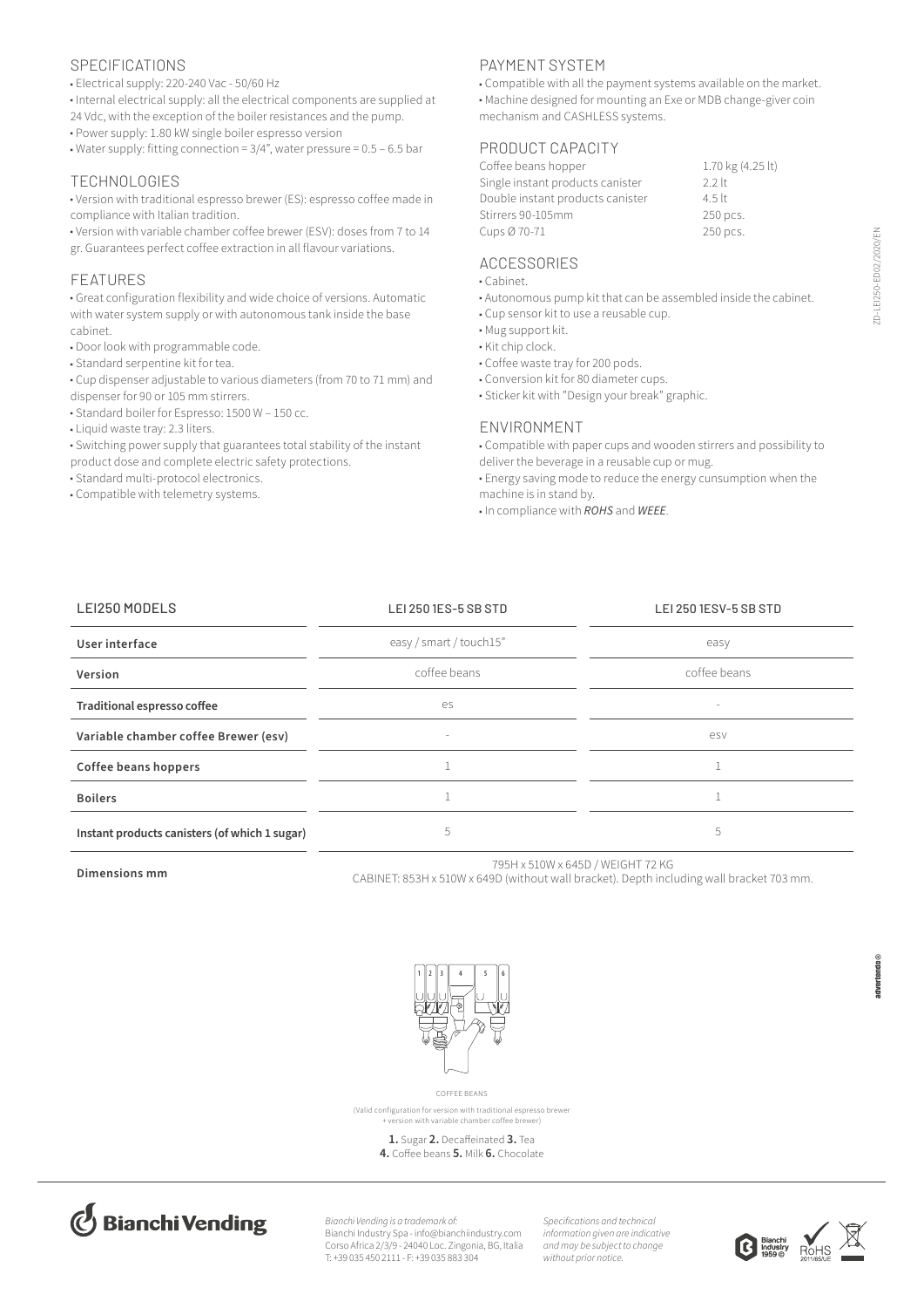## SPECIFICATIONS

- Electrical supply: 220-240 Vac - 50/60 Hz
- Internal electrical supply: all the electrical components are supplied at 24 Vdc, with the exception of the boiler resistances and the pump.
- Power supply: 1.80 kW single boiler espresso version
- Water supply: fitting connection = 3/4", water pressure = 0.5 – 6.5 bar

## TECHNOLOGIES

- Version with traditional espresso brewer (ES): espresso coffee made in compliance with Italian tradition.
- Version with variable chamber coffee brewer (ESV): doses from 7 to 14 gr. Guarantees perfect coffee extraction in all flavour variations.

## FEATURES

- Great configuration flexibility and wide choice of versions. Automatic with water system supply or with autonomous tank inside the base cabinet.
- Door look with programmable code.
- Standard serpentine kit for tea.
- Cup dispenser adjustable to various diameters (from 70 to 71 mm) and dispenser for 90 or 105 mm stirrers.
- Standard boiler for Espresso: 1500 W – 150 cc.
- Liquid waste tray: 2.3 liters.
- Switching power supply that guarantees total stability of the instant product dose and complete electric safety protections.
- Standard multi-protocol electronics.
- Compatible with telemetry systems.

## PAYMENT SYSTEM

- Compatible with all the payment systems available on the market.
- Machine designed for mounting an Exe or MDB change-giver coin mechanism and CASHLESS systems.

## PRODUCT CAPACITY

| | |
|---|---|
| Coffee beans hopper | 1.70 kg (4.25 lt) |
| Single instant products canister | 2.2 lt |
| Double instant products canister | 4.5 lt |
| Stirrers 90-105mm | 250 pcs. |
| Cups Ø 70-71 | 250 pcs. |

## ACCESSORIES

- Cabinet.
- Autonomous pump kit that can be assembled inside the cabinet.
- Cup sensor kit to use a reusable cup.
- Mug support kit.
- Kit chip clock.
- Coffee waste tray for 200 pods.
- Conversion kit for 80 diameter cups.
- Sticker kit with "Design your break" graphic.

## ENVIRONMENT

- Compatible with paper cups and wooden stirrers and possibility to deliver the beverage in a reusable cup or mug.
- Energy saving mode to reduce the energy cunsumption when the machine is in stand by.
- In compliance with *ROHS* and *WEEE*.

| LEI250 MODELS | LEI 250 1ES-5 SB STD | LEI 250 1ESV-5 SB STD |
|---|---|---|
| **User interface** | easy / smart / touch15" | easy |
| **Version** | coffee beans | coffee beans |
| **Traditional espresso coffee** | es | - |
| **Variable chamber coffee Brewer (esv)** | - | esv |
| **Coffee beans hoppers** | 1 | 1 |
| **Boilers** | 1 | 1 |
| **Instant products canisters (of which 1 sugar)** | 5 | 5 |
| **Dimensions mm** | 795H x 510W x 645D / WEIGHT 72 KG<br>CABINET: 853H x 510W x 649D (without wall bracket). Depth including wall bracket 703 mm. | |

COFFEE BEANS

(Valid configuration for version with traditional espresso brewer + version with variable chamber coffee brewer)

**1.** Sugar **2.** Decaffeinated **3.** Tea
**4.** Coffee beans **5.** Milk **6.** Chocolate

Bianchi Vending

*Bianchi Vending is a trademark of:*
Bianchi Industry Spa - info@bianchiindustry.com
Corso Africa 2/3/9 - 24040 Loc. Zingonia, BG, Italia
T: +39 035 450 2111 - F: +39 035 883 304

*Specifications and technical information given are indicative and may be subject to change without prior notice.*

ZD-LEI250-ED02/2020/EN